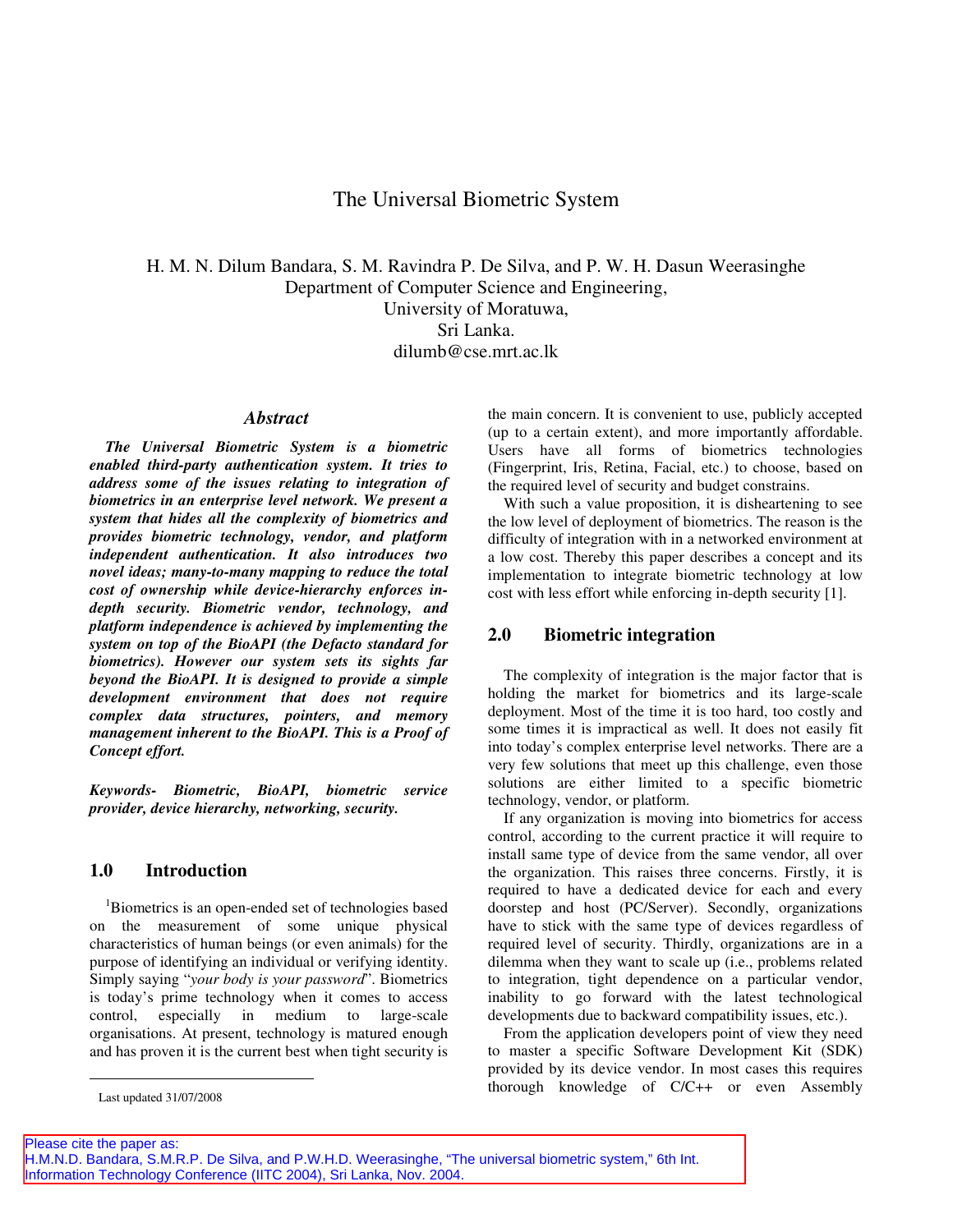# The Universal Biometric System

H. M. N. Dilum Bandara, S. M. Ravindra P. De Silva, and P. W. H. Dasun Weerasinghe
Department of Computer Science and Engineering,
University of Moratuwa,
Sri Lanka.
dilumb@cse.mrt.ac.lk

## *Abstract*

***The Universal Biometric System is a biometric enabled third-party authentication system. It tries to address some of the issues relating to integration of biometrics in an enterprise level network. We present a system that hides all the complexity of biometrics and provides biometric technology, vendor, and platform independent authentication. It also introduces two novel ideas; many-to-many mapping to reduce the total cost of ownership while device-hierarchy enforces in-depth security. Biometric vendor, technology, and platform independence is achieved by implementing the system on top of the BioAPI (the Defacto standard for biometrics). However our system sets its sights far beyond the BioAPI. It is designed to provide a simple development environment that does not require complex data structures, pointers, and memory management inherent to the BioAPI. This is a Proof of Concept effort.***

***Keywords- Biometric, BioAPI, biometric service provider, device hierarchy, networking, security.***

## 1.0 Introduction

[1]Biometrics is an open-ended set of technologies based on the measurement of some unique physical characteristics of human beings (or even animals) for the purpose of identifying an individual or verifying identity. Simply saying "*your body is your password*". Biometrics is today's prime technology when it comes to access control, especially in medium to large-scale organisations. At present, technology is matured enough and has proven it is the current best when tight security is the main concern. It is convenient to use, publicly accepted (up to a certain extent), and more importantly affordable. Users have all forms of biometrics technologies (Fingerprint, Iris, Retina, Facial, etc.) to choose, based on the required level of security and budget constrains.

With such a value proposition, it is disheartening to see the low level of deployment of biometrics. The reason is the difficulty of integration with in a networked environment at a low cost. Thereby this paper describes a concept and its implementation to integrate biometric technology at low cost with less effort while enforcing in-depth security [1].

## 2.0 Biometric integration

The complexity of integration is the major factor that is holding the market for biometrics and its large-scale deployment. Most of the time it is too hard, too costly and some times it is impractical as well. It does not easily fit into today's complex enterprise level networks. There are a very few solutions that meet up this challenge, even those solutions are either limited to a specific biometric technology, vendor, or platform.

If any organization is moving into biometrics for access control, according to the current practice it will require to install same type of device from the same vendor, all over the organization. This raises three concerns. Firstly, it is required to have a dedicated device for each and every doorstep and host (PC/Server). Secondly, organizations have to stick with the same type of devices regardless of required level of security. Thirdly, organizations are in a dilemma when they want to scale up (i.e., problems related to integration, tight dependence on a particular vendor, inability to go forward with the latest technological developments due to backward compatibility issues, etc.).

From the application developers point of view they need to master a specific Software Development Kit (SDK) provided by its device vendor. In most cases this requires thorough knowledge of C/C++ or even Assembly

[1] Last updated 31/07/2008

Please cite the paper as:
H.M.N.D. Bandara, S.M.R.P. De Silva, and P.W.H.D. Weerasinghe, "The universal biometric system," 6th Int. Information Technology Conference (IITC 2004), Sri Lanka, Nov. 2004.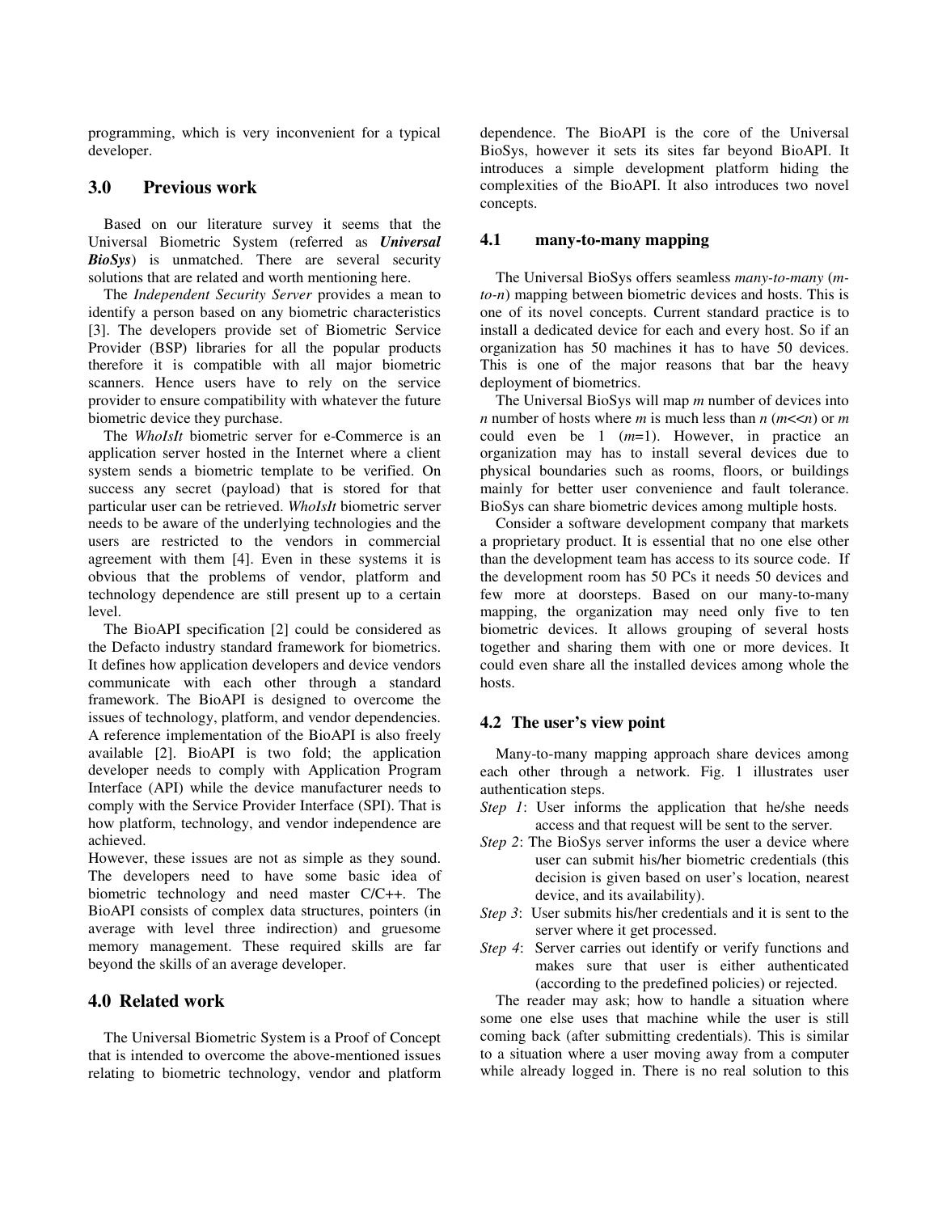programming, which is very inconvenient for a typical developer.

## 3.0 Previous work

Based on our literature survey it seems that the Universal Biometric System (referred as ***Universal BioSys***) is unmatched. There are several security solutions that are related and worth mentioning here.

The *Independent Security Server* provides a mean to identify a person based on any biometric characteristics [3]. The developers provide set of Biometric Service Provider (BSP) libraries for all the popular products therefore it is compatible with all major biometric scanners. Hence users have to rely on the service provider to ensure compatibility with whatever the future biometric device they purchase.

The *WhoIsIt* biometric server for e-Commerce is an application server hosted in the Internet where a client system sends a biometric template to be verified. On success any secret (payload) that is stored for that particular user can be retrieved. *WhoIsIt* biometric server needs to be aware of the underlying technologies and the users are restricted to the vendors in commercial agreement with them [4]. Even in these systems it is obvious that the problems of vendor, platform and technology dependence are still present up to a certain level.

The BioAPI specification [2] could be considered as the Defacto industry standard framework for biometrics. It defines how application developers and device vendors communicate with each other through a standard framework. The BioAPI is designed to overcome the issues of technology, platform, and vendor dependencies. A reference implementation of the BioAPI is also freely available [2]. BioAPI is two fold; the application developer needs to comply with Application Program Interface (API) while the device manufacturer needs to comply with the Service Provider Interface (SPI). That is how platform, technology, and vendor independence are achieved.

However, these issues are not as simple as they sound. The developers need to have some basic idea of biometric technology and need master C/C++. The BioAPI consists of complex data structures, pointers (in average with level three indirection) and gruesome memory management. These required skills are far beyond the skills of an average developer.

## 4.0 Related work

The Universal Biometric System is a Proof of Concept that is intended to overcome the above-mentioned issues relating to biometric technology, vendor and platform dependence. The BioAPI is the core of the Universal BioSys, however it sets its sites far beyond BioAPI. It introduces a simple development platform hiding the complexities of the BioAPI. It also introduces two novel concepts.

### 4.1 many-to-many mapping

The Universal BioSys offers seamless *many-to-many* (*m-to-n*) mapping between biometric devices and hosts. This is one of its novel concepts. Current standard practice is to install a dedicated device for each and every host. So if an organization has 50 machines it has to have 50 devices. This is one of the major reasons that bar the heavy deployment of biometrics.

The Universal BioSys will map $m$ number of devices into $n$ number of hosts where $m$ is much less than $n$ ($m \ll n$) or $m$ could even be 1 ($m$=1). However, in practice an organization may has to install several devices due to physical boundaries such as rooms, floors, or buildings mainly for better user convenience and fault tolerance. BioSys can share biometric devices among multiple hosts.

Consider a software development company that markets a proprietary product. It is essential that no one else other than the development team has access to its source code. If the development room has 50 PCs it needs 50 devices and few more at doorsteps. Based on our many-to-many mapping, the organization may need only five to ten biometric devices. It allows grouping of several hosts together and sharing them with one or more devices. It could even share all the installed devices among whole the hosts.

### 4.2 The user's view point

Many-to-many mapping approach share devices among each other through a network. Fig. 1 illustrates user authentication steps.

- *Step 1*: User informs the application that he/she needs access and that request will be sent to the server.
- *Step 2*: The BioSys server informs the user a device where user can submit his/her biometric credentials (this decision is given based on user's location, nearest device, and its availability).
- *Step 3*: User submits his/her credentials and it is sent to the server where it get processed.
- *Step 4*: Server carries out identify or verify functions and makes sure that user is either authenticated (according to the predefined policies) or rejected.

The reader may ask; how to handle a situation where some one else uses that machine while the user is still coming back (after submitting credentials). This is similar to a situation where a user moving away from a computer while already logged in. There is no real solution to this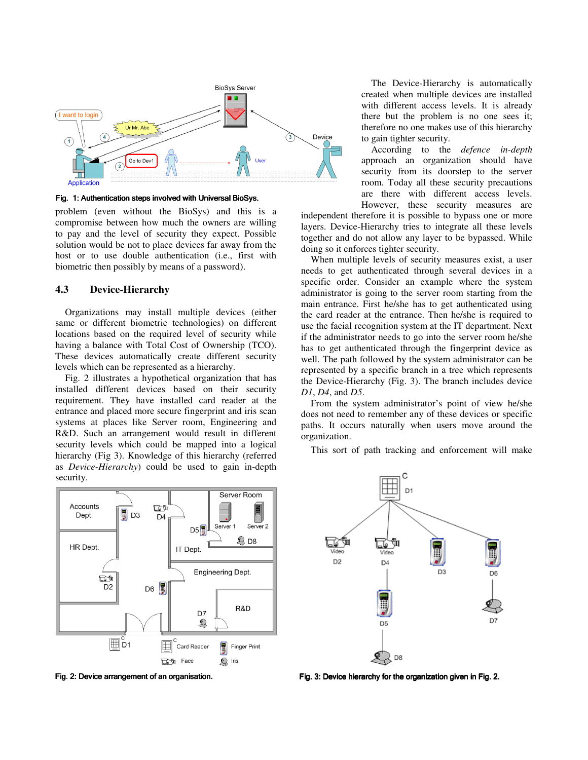Fig. 1: Authentication steps involved with Universal BioSys.

problem (even without the BioSys) and this is a compromise between how much the owners are willing to pay and the level of security they expect. Possible solution would be not to place devices far away from the host or to use double authentication (i.e., first with biometric then possibly by means of a password).

## 4.3 Device-Hierarchy

Organizations may install multiple devices (either same or different biometric technologies) on different locations based on the required level of security while having a balance with Total Cost of Ownership (TCO). These devices automatically create different security levels which can be represented as a hierarchy.

Fig. 2 illustrates a hypothetical organization that has installed different devices based on their security requirement. They have installed card reader at the entrance and placed more secure fingerprint and iris scan systems at places like Server room, Engineering and R&D. Such an arrangement would result in different security levels which could be mapped into a logical hierarchy (Fig 3). Knowledge of this hierarchy (referred as *Device-Hierarchy*) could be used to gain in-depth security.

Fig. 2: Device arrangement of an organisation.

The Device-Hierarchy is automatically created when multiple devices are installed with different access levels. It is already there but the problem is no one sees it; therefore no one makes use of this hierarchy to gain tighter security.

According to the *defence in-depth* approach an organization should have security from its doorstep to the server room. Today all these security precautions are there with different access levels. However, these security measures are independent therefore it is possible to bypass one or more layers. Device-Hierarchy tries to integrate all these levels together and do not allow any layer to be bypassed. While doing so it enforces tighter security.

When multiple levels of security measures exist, a user needs to get authenticated through several devices in a specific order. Consider an example where the system administrator is going to the server room starting from the main entrance. First he/she has to get authenticated using the card reader at the entrance. Then he/she is required to use the facial recognition system at the IT department. Next if the administrator needs to go into the server room he/she has to get authenticated through the fingerprint device as well. The path followed by the system administrator can be represented by a specific branch in a tree which represents the Device-Hierarchy (Fig. 3). The branch includes device *D1*, *D4*, and *D5*.

From the system administrator's point of view he/she does not need to remember any of these devices or specific paths. It occurs naturally when users move around the organization.

This sort of path tracking and enforcement will make

Fig. 3: Device hierarchy for the organization given in Fig. 2.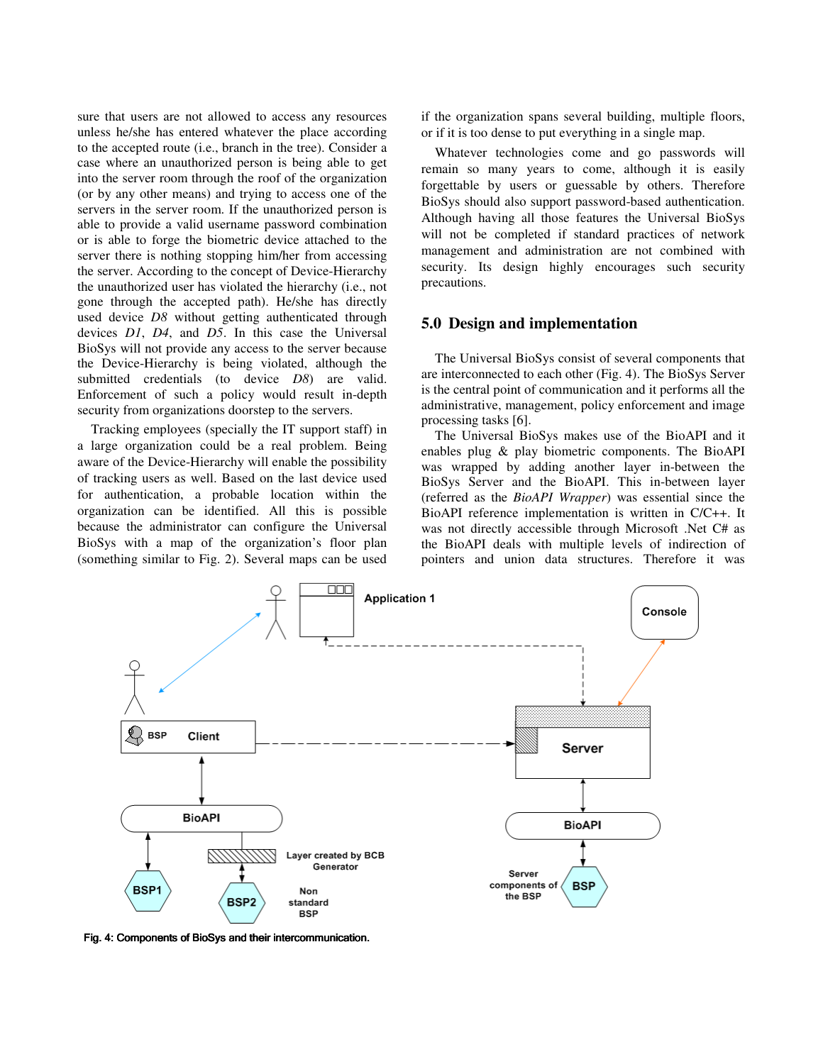sure that users are not allowed to access any resources unless he/she has entered whatever the place according to the accepted route (i.e., branch in the tree). Consider a case where an unauthorized person is being able to get into the server room through the roof of the organization (or by any other means) and trying to access one of the servers in the server room. If the unauthorized person is able to provide a valid username password combination or is able to forge the biometric device attached to the server there is nothing stopping him/her from accessing the server. According to the concept of Device-Hierarchy the unauthorized user has violated the hierarchy (i.e., not gone through the accepted path). He/she has directly used device *D8* without getting authenticated through devices *D1*, *D4*, and *D5*. In this case the Universal BioSys will not provide any access to the server because the Device-Hierarchy is being violated, although the submitted credentials (to device *D8*) are valid. Enforcement of such a policy would result in-depth security from organizations doorstep to the servers.

Tracking employees (specially the IT support staff) in a large organization could be a real problem. Being aware of the Device-Hierarchy will enable the possibility of tracking users as well. Based on the last device used for authentication, a probable location within the organization can be identified. All this is possible because the administrator can configure the Universal BioSys with a map of the organization's floor plan (something similar to Fig. 2). Several maps can be used if the organization spans several building, multiple floors, or if it is too dense to put everything in a single map.

Whatever technologies come and go passwords will remain so many years to come, although it is easily forgettable by users or guessable by others. Therefore BioSys should also support password-based authentication. Although having all those features the Universal BioSys will not be completed if standard practices of network management and administration are not combined with security. Its design highly encourages such security precautions.

## 5.0 Design and implementation

The Universal BioSys consist of several components that are interconnected to each other (Fig. 4). The BioSys Server is the central point of communication and it performs all the administrative, management, policy enforcement and image processing tasks [6].

The Universal BioSys makes use of the BioAPI and it enables plug & play biometric components. The BioAPI was wrapped by adding another layer in-between the BioSys Server and the BioAPI. This in-between layer (referred as the *BioAPI Wrapper*) was essential since the BioAPI reference implementation is written in C/C++. It was not directly accessible through Microsoft .Net C# as the BioAPI deals with multiple levels of indirection of pointers and union data structures. Therefore it was

Fig. 4: Components of BioSys and their intercommunication.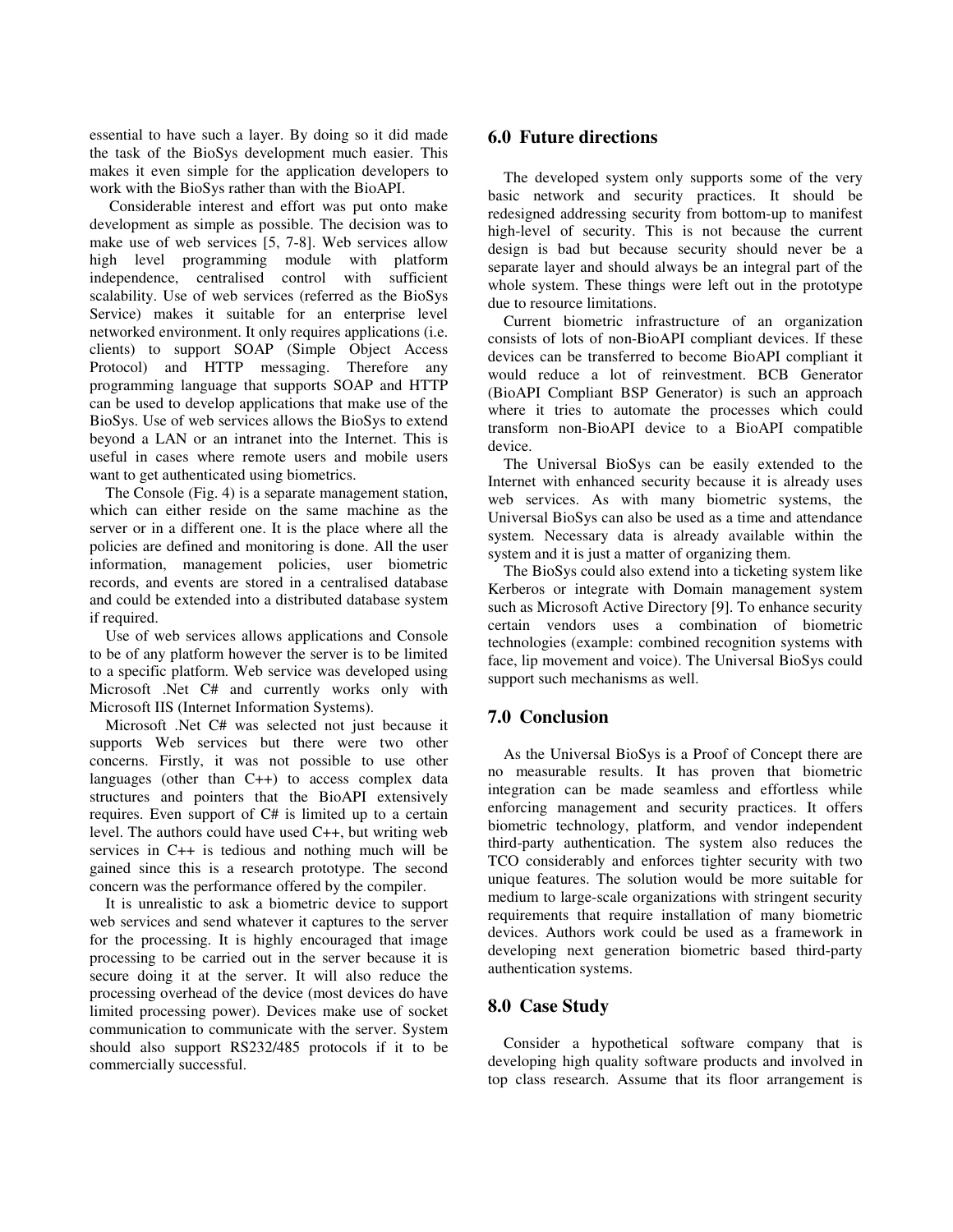essential to have such a layer. By doing so it did made the task of the BioSys development much easier. This makes it even simple for the application developers to work with the BioSys rather than with the BioAPI.

Considerable interest and effort was put onto make development as simple as possible. The decision was to make use of web services [5, 7-8]. Web services allow high level programming module with platform independence, centralised control with sufficient scalability. Use of web services (referred as the BioSys Service) makes it suitable for an enterprise level networked environment. It only requires applications (i.e. clients) to support SOAP (Simple Object Access Protocol) and HTTP messaging. Therefore any programming language that supports SOAP and HTTP can be used to develop applications that make use of the BioSys. Use of web services allows the BioSys to extend beyond a LAN or an intranet into the Internet. This is useful in cases where remote users and mobile users want to get authenticated using biometrics.

The Console (Fig. 4) is a separate management station, which can either reside on the same machine as the server or in a different one. It is the place where all the policies are defined and monitoring is done. All the user information, management policies, user biometric records, and events are stored in a centralised database and could be extended into a distributed database system if required.

Use of web services allows applications and Console to be of any platform however the server is to be limited to a specific platform. Web service was developed using Microsoft .Net C# and currently works only with Microsoft IIS (Internet Information Systems).

Microsoft .Net C# was selected not just because it supports Web services but there were two other concerns. Firstly, it was not possible to use other languages (other than C++) to access complex data structures and pointers that the BioAPI extensively requires. Even support of C# is limited up to a certain level. The authors could have used C++, but writing web services in C++ is tedious and nothing much will be gained since this is a research prototype. The second concern was the performance offered by the compiler.

It is unrealistic to ask a biometric device to support web services and send whatever it captures to the server for the processing. It is highly encouraged that image processing to be carried out in the server because it is secure doing it at the server. It will also reduce the processing overhead of the device (most devices do have limited processing power). Devices make use of socket communication to communicate with the server. System should also support RS232/485 protocols if it to be commercially successful.

## 6.0 Future directions

The developed system only supports some of the very basic network and security practices. It should be redesigned addressing security from bottom-up to manifest high-level of security. This is not because the current design is bad but because security should never be a separate layer and should always be an integral part of the whole system. These things were left out in the prototype due to resource limitations.

Current biometric infrastructure of an organization consists of lots of non-BioAPI compliant devices. If these devices can be transferred to become BioAPI compliant it would reduce a lot of reinvestment. BCB Generator (BioAPI Compliant BSP Generator) is such an approach where it tries to automate the processes which could transform non-BioAPI device to a BioAPI compatible device.

The Universal BioSys can be easily extended to the Internet with enhanced security because it is already uses web services. As with many biometric systems, the Universal BioSys can also be used as a time and attendance system. Necessary data is already available within the system and it is just a matter of organizing them.

The BioSys could also extend into a ticketing system like Kerberos or integrate with Domain management system such as Microsoft Active Directory [9]. To enhance security certain vendors uses a combination of biometric technologies (example: combined recognition systems with face, lip movement and voice). The Universal BioSys could support such mechanisms as well.

## 7.0 Conclusion

As the Universal BioSys is a Proof of Concept there are no measurable results. It has proven that biometric integration can be made seamless and effortless while enforcing management and security practices. It offers biometric technology, platform, and vendor independent third-party authentication. The system also reduces the TCO considerably and enforces tighter security with two unique features. The solution would be more suitable for medium to large-scale organizations with stringent security requirements that require installation of many biometric devices. Authors work could be used as a framework in developing next generation biometric based third-party authentication systems.

## 8.0 Case Study

Consider a hypothetical software company that is developing high quality software products and involved in top class research. Assume that its floor arrangement is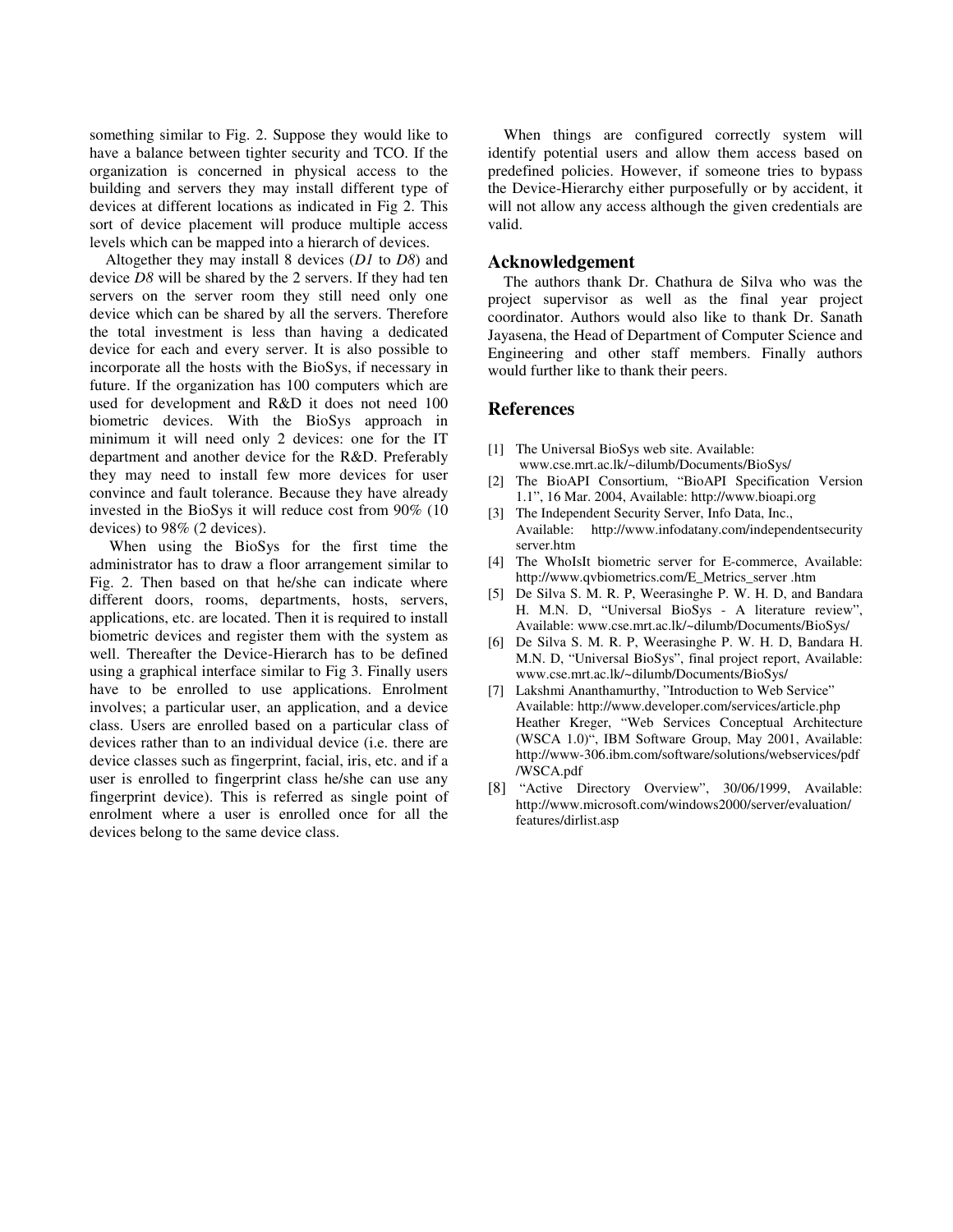something similar to Fig. 2. Suppose they would like to have a balance between tighter security and TCO. If the organization is concerned in physical access to the building and servers they may install different type of devices at different locations as indicated in Fig 2. This sort of device placement will produce multiple access levels which can be mapped into a hierarch of devices.

Altogether they may install 8 devices (*D1* to *D8*) and device *D8* will be shared by the 2 servers. If they had ten servers on the server room they still need only one device which can be shared by all the servers. Therefore the total investment is less than having a dedicated device for each and every server. It is also possible to incorporate all the hosts with the BioSys, if necessary in future. If the organization has 100 computers which are used for development and R&D it does not need 100 biometric devices. With the BioSys approach in minimum it will need only 2 devices: one for the IT department and another device for the R&D. Preferably they may need to install few more devices for user convince and fault tolerance. Because they have already invested in the BioSys it will reduce cost from 90% (10 devices) to 98% (2 devices).

When using the BioSys for the first time the administrator has to draw a floor arrangement similar to Fig. 2. Then based on that he/she can indicate where different doors, rooms, departments, hosts, servers, applications, etc. are located. Then it is required to install biometric devices and register them with the system as well. Thereafter the Device-Hierarch has to be defined using a graphical interface similar to Fig 3. Finally users have to be enrolled to use applications. Enrolment involves; a particular user, an application, and a device class. Users are enrolled based on a particular class of devices rather than to an individual device (i.e. there are device classes such as fingerprint, facial, iris, etc. and if a user is enrolled to fingerprint class he/she can use any fingerprint device). This is referred as single point of enrolment where a user is enrolled once for all the devices belong to the same device class.

When things are configured correctly system will identify potential users and allow them access based on predefined policies. However, if someone tries to bypass the Device-Hierarchy either purposefully or by accident, it will not allow any access although the given credentials are valid.

## Acknowledgement

The authors thank Dr. Chathura de Silva who was the project supervisor as well as the final year project coordinator. Authors would also like to thank Dr. Sanath Jayasena, the Head of Department of Computer Science and Engineering and other staff members. Finally authors would further like to thank their peers.

## References

[1] The Universal BioSys web site. Available: www.cse.mrt.ac.lk/~dilumb/Documents/BioSys/

[2] The BioAPI Consortium, "BioAPI Specification Version 1.1", 16 Mar. 2004, Available: http://www.bioapi.org

[3] The Independent Security Server, Info Data, Inc., Available: http://www.infodatany.com/independentsecurityserver.htm

[4] The WhoIsIt biometric server for E-commerce, Available: http://www.qvbiometrics.com/E_Metrics_server .htm

[5] De Silva S. M. R. P, Weerasinghe P. W. H. D, and Bandara H. M.N. D, "Universal BioSys - A literature review", Available: www.cse.mrt.ac.lk/~dilumb/Documents/BioSys/

[6] De Silva S. M. R. P, Weerasinghe P. W. H. D, Bandara H. M.N. D, "Universal BioSys", final project report, Available: www.cse.mrt.ac.lk/~dilumb/Documents/BioSys/

[7] Lakshmi Ananthamurthy, "Introduction to Web Service" Available: http://www.developer.com/services/article.php
Heather Kreger, "Web Services Conceptual Architecture (WSCA 1.0)", IBM Software Group, May 2001, Available: http://www-306.ibm.com/software/solutions/webservices/pdf/WSCA.pdf

[8] "Active Directory Overview", 30/06/1999, Available: http://www.microsoft.com/windows2000/server/evaluation/features/dirlist.asp